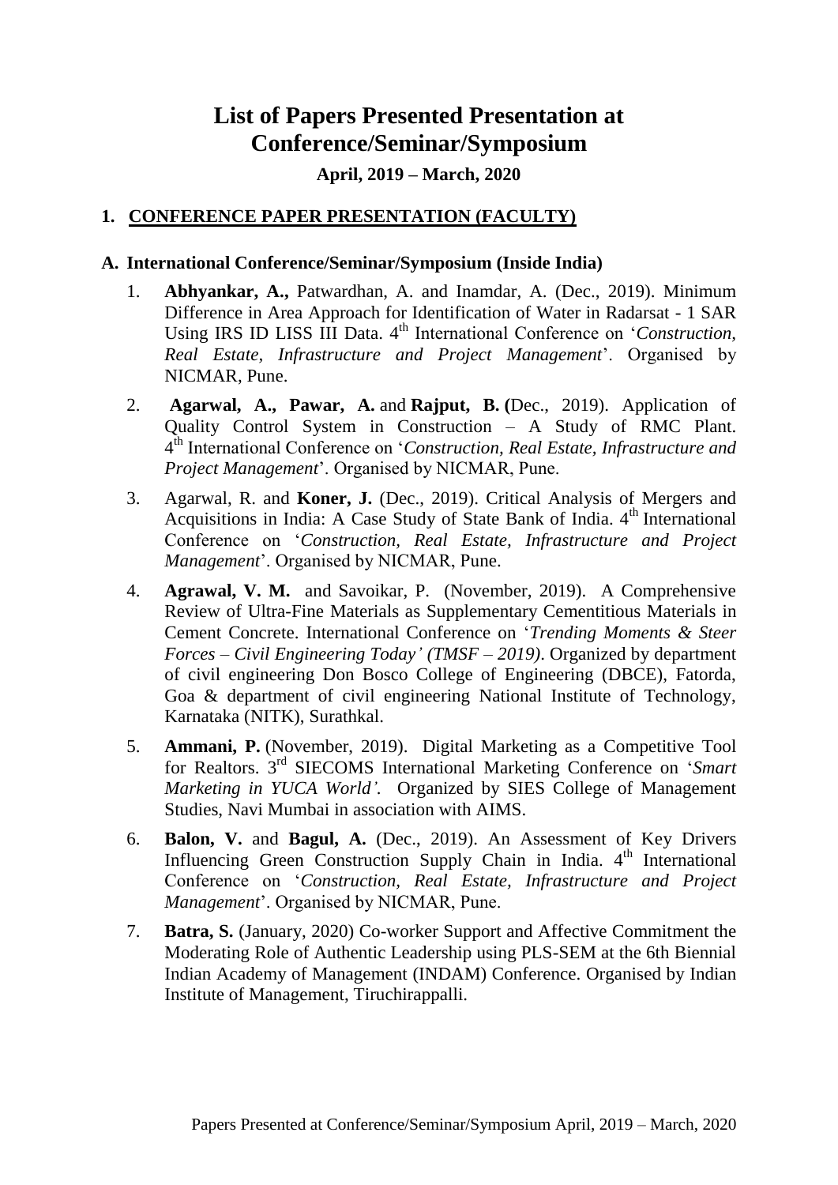# List of Papers Presented Presentation at Conference/Seminar/Symposium

**April, 2019 – March, 2020**

## 1. CONFERENCE PAPER PRESENTATION (FACULTY)

### A. International Conference/Seminar/Symposium (Inside India)

1. **Abhyankar, A.,** Patwardhan, A. and Inamdar, A. (Dec., 2019). Minimum Difference in Area Approach for Identification of Water in Radarsat - 1 SAR Using IRS ID LISS III Data. 4th International Conference on '*Construction, Real Estate, Infrastructure and Project Management*'. Organised by NICMAR, Pune.

2. **Agarwal, A., Pawar, A.** and **Rajput, B. (**Dec., 2019). Application of Quality Control System in Construction – A Study of RMC Plant. 4th International Conference on '*Construction, Real Estate, Infrastructure and Project Management*'. Organised by NICMAR, Pune.

3. Agarwal, R. and **Koner, J.** (Dec., 2019). Critical Analysis of Mergers and Acquisitions in India: A Case Study of State Bank of India. 4th International Conference on '*Construction, Real Estate, Infrastructure and Project Management*'. Organised by NICMAR, Pune.

4. **Agrawal, V. M.** and Savoikar, P. (November, 2019). A Comprehensive Review of Ultra-Fine Materials as Supplementary Cementitious Materials in Cement Concrete. International Conference on '*Trending Moments & Steer Forces – Civil Engineering Today' (TMSF – 2019)*. Organized by department of civil engineering Don Bosco College of Engineering (DBCE), Fatorda, Goa & department of civil engineering National Institute of Technology, Karnataka (NITK), Surathkal.

5. **Ammani, P.** (November, 2019). Digital Marketing as a Competitive Tool for Realtors. 3rd SIECOMS International Marketing Conference on '*Smart Marketing in YUCA World'.* Organized by SIES College of Management Studies, Navi Mumbai in association with AIMS.

6. **Balon, V.** and **Bagul, A.** (Dec., 2019). An Assessment of Key Drivers Influencing Green Construction Supply Chain in India. 4th International Conference on '*Construction, Real Estate, Infrastructure and Project Management*'. Organised by NICMAR, Pune.

7. **Batra, S.** (January, 2020) Co-worker Support and Affective Commitment the Moderating Role of Authentic Leadership using PLS-SEM at the 6th Biennial Indian Academy of Management (INDAM) Conference. Organised by Indian Institute of Management, Tiruchirappalli.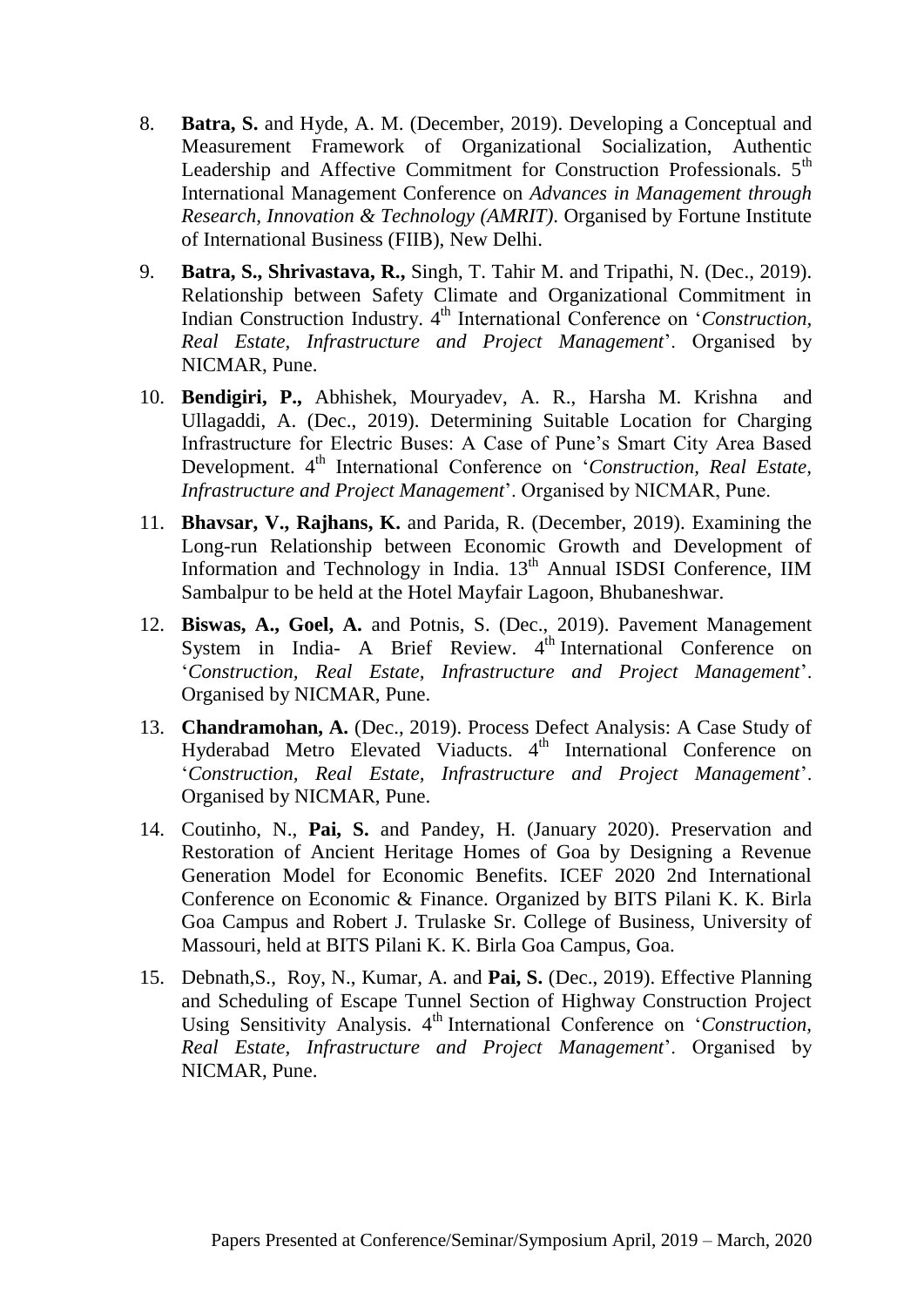8. **Batra, S.** and Hyde, A. M. (December, 2019). Developing a Conceptual and Measurement Framework of Organizational Socialization, Authentic Leadership and Affective Commitment for Construction Professionals. 5th International Management Conference on *Advances in Management through Research, Innovation & Technology (AMRIT)*. Organised by Fortune Institute of International Business (FIIB), New Delhi.

9. **Batra, S., Shrivastava, R.,** Singh, T. Tahir M. and Tripathi, N. (Dec., 2019). Relationship between Safety Climate and Organizational Commitment in Indian Construction Industry. 4th International Conference on '*Construction, Real Estate, Infrastructure and Project Management*'. Organised by NICMAR, Pune.

10. **Bendigiri, P.,** Abhishek, Mouryadev, A. R., Harsha M. Krishna and Ullagaddi, A. (Dec., 2019). Determining Suitable Location for Charging Infrastructure for Electric Buses: A Case of Pune's Smart City Area Based Development. 4th International Conference on '*Construction, Real Estate, Infrastructure and Project Management*'. Organised by NICMAR, Pune.

11. **Bhavsar, V., Rajhans, K.** and Parida, R. (December, 2019). Examining the Long-run Relationship between Economic Growth and Development of Information and Technology in India. 13th Annual ISDSI Conference, IIM Sambalpur to be held at the Hotel Mayfair Lagoon, Bhubaneshwar.

12. **Biswas, A., Goel, A.** and Potnis, S. (Dec., 2019). Pavement Management System in India- A Brief Review. 4th International Conference on '*Construction, Real Estate, Infrastructure and Project Management*'. Organised by NICMAR, Pune.

13. **Chandramohan, A.** (Dec., 2019). Process Defect Analysis: A Case Study of Hyderabad Metro Elevated Viaducts. 4th International Conference on '*Construction, Real Estate, Infrastructure and Project Management*'. Organised by NICMAR, Pune.

14. Coutinho, N., **Pai, S.** and Pandey, H. (January 2020). Preservation and Restoration of Ancient Heritage Homes of Goa by Designing a Revenue Generation Model for Economic Benefits. ICEF 2020 2nd International Conference on Economic & Finance. Organized by BITS Pilani K. K. Birla Goa Campus and Robert J. Trulaske Sr. College of Business, University of Massouri, held at BITS Pilani K. K. Birla Goa Campus, Goa.

15. Debnath,S., Roy, N., Kumar, A. and **Pai, S.** (Dec., 2019). Effective Planning and Scheduling of Escape Tunnel Section of Highway Construction Project Using Sensitivity Analysis. 4th International Conference on '*Construction, Real Estate, Infrastructure and Project Management*'. Organised by NICMAR, Pune.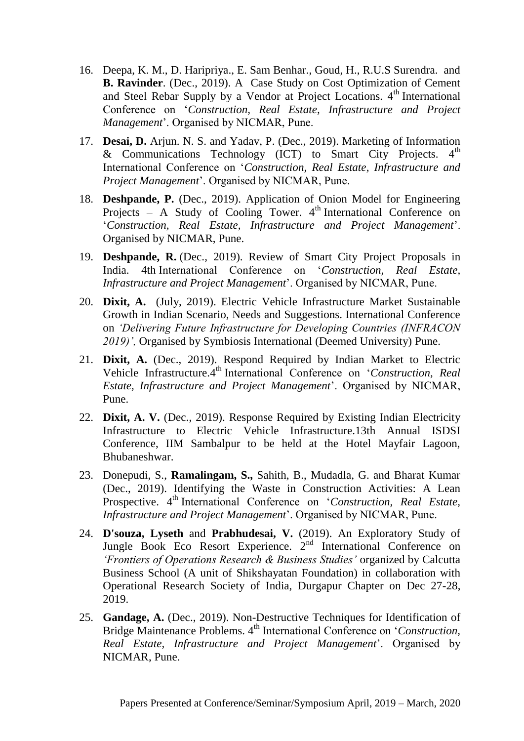16. Deepa, K. M., D. Haripriya., E. Sam Benhar., Goud, H., R.U.S Surendra. and **B. Ravinder**. (Dec., 2019). A Case Study on Cost Optimization of Cement and Steel Rebar Supply by a Vendor at Project Locations. 4th International Conference on '*Construction, Real Estate, Infrastructure and Project Management*'. Organised by NICMAR, Pune.

17. **Desai, D.** Arjun. N. S. and Yadav, P. (Dec., 2019). Marketing of Information & Communications Technology (ICT) to Smart City Projects. 4th International Conference on '*Construction, Real Estate, Infrastructure and Project Management*'. Organised by NICMAR, Pune.

18. **Deshpande, P.** (Dec., 2019). Application of Onion Model for Engineering Projects – A Study of Cooling Tower. 4th International Conference on '*Construction, Real Estate, Infrastructure and Project Management*'. Organised by NICMAR, Pune.

19. **Deshpande, R.** (Dec., 2019). Review of Smart City Project Proposals in India. 4th International Conference on '*Construction, Real Estate, Infrastructure and Project Management*'. Organised by NICMAR, Pune.

20. **Dixit, A.** (July, 2019). Electric Vehicle Infrastructure Market Sustainable Growth in Indian Scenario, Needs and Suggestions. International Conference on *'Delivering Future Infrastructure for Developing Countries (INFRACON 2019)',* Organised by Symbiosis International (Deemed University) Pune.

21. **Dixit, A.** (Dec., 2019). Respond Required by Indian Market to Electric Vehicle Infrastructure.4th International Conference on '*Construction, Real Estate, Infrastructure and Project Management*'. Organised by NICMAR, Pune.

22. **Dixit, A. V.** (Dec., 2019). Response Required by Existing Indian Electricity Infrastructure to Electric Vehicle Infrastructure.13th Annual ISDSI Conference, IIM Sambalpur to be held at the Hotel Mayfair Lagoon, Bhubaneshwar.

23. Donepudi, S., **Ramalingam, S.,** Sahith, B., Mudadla, G. and Bharat Kumar (Dec., 2019). Identifying the Waste in Construction Activities: A Lean Prospective. 4th International Conference on '*Construction, Real Estate, Infrastructure and Project Management*'. Organised by NICMAR, Pune.

24. **D'souza, Lyseth** and **Prabhudesai, V.** (2019). An Exploratory Study of Jungle Book Eco Resort Experience. 2nd International Conference on *'Frontiers of Operations Research & Business Studies'* organized by Calcutta Business School (A unit of Shikshayatan Foundation) in collaboration with Operational Research Society of India, Durgapur Chapter on Dec 27-28, 2019.

25. **Gandage, A.** (Dec., 2019). Non-Destructive Techniques for Identification of Bridge Maintenance Problems. 4th International Conference on '*Construction, Real Estate, Infrastructure and Project Management*'. Organised by NICMAR, Pune.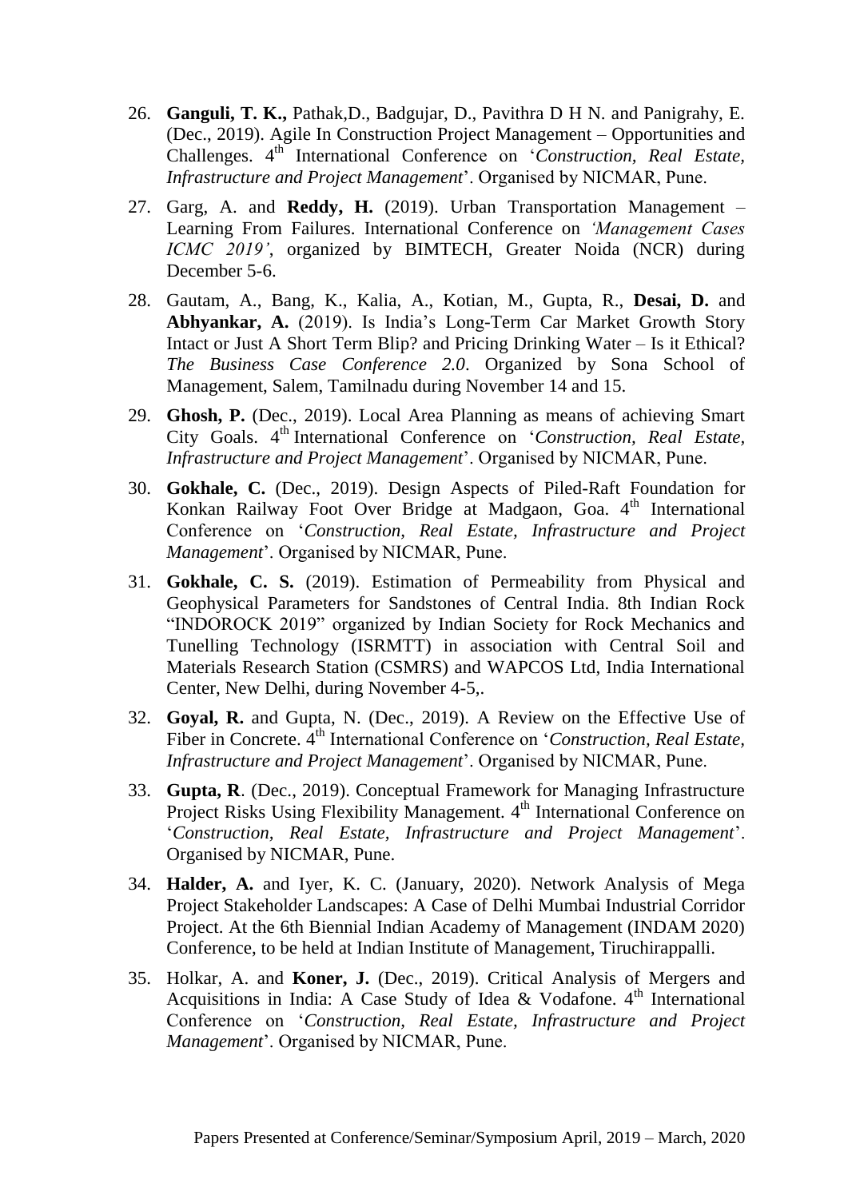26. **Ganguli, T. K.,** Pathak,D., Badgujar, D., Pavithra D H N. and Panigrahy, E. (Dec., 2019). Agile In Construction Project Management – Opportunities and Challenges. 4th International Conference on '*Construction, Real Estate, Infrastructure and Project Management*'. Organised by NICMAR, Pune.

27. Garg, A. and **Reddy, H.** (2019). Urban Transportation Management – Learning From Failures. International Conference on *'Management Cases ICMC 2019'*, organized by BIMTECH, Greater Noida (NCR) during December 5-6.

28. Gautam, A., Bang, K., Kalia, A., Kotian, M., Gupta, R., **Desai, D.** and **Abhyankar, A.** (2019). Is India's Long-Term Car Market Growth Story Intact or Just A Short Term Blip? and Pricing Drinking Water – Is it Ethical? *The Business Case Conference 2.0*. Organized by Sona School of Management, Salem, Tamilnadu during November 14 and 15.

29. **Ghosh, P.** (Dec., 2019). Local Area Planning as means of achieving Smart City Goals. 4th International Conference on '*Construction, Real Estate, Infrastructure and Project Management*'. Organised by NICMAR, Pune.

30. **Gokhale, C.** (Dec., 2019). Design Aspects of Piled-Raft Foundation for Konkan Railway Foot Over Bridge at Madgaon, Goa. 4th International Conference on '*Construction, Real Estate, Infrastructure and Project Management*'. Organised by NICMAR, Pune.

31. **Gokhale, C. S.** (2019). Estimation of Permeability from Physical and Geophysical Parameters for Sandstones of Central India. 8th Indian Rock "INDOROCK 2019" organized by Indian Society for Rock Mechanics and Tunelling Technology (ISRMTT) in association with Central Soil and Materials Research Station (CSMRS) and WAPCOS Ltd, India International Center, New Delhi, during November 4-5,.

32. **Goyal, R.** and Gupta, N. (Dec., 2019). A Review on the Effective Use of Fiber in Concrete. 4th International Conference on '*Construction, Real Estate, Infrastructure and Project Management*'. Organised by NICMAR, Pune.

33. **Gupta, R**. (Dec., 2019). Conceptual Framework for Managing Infrastructure Project Risks Using Flexibility Management. 4th International Conference on '*Construction, Real Estate, Infrastructure and Project Management*'. Organised by NICMAR, Pune.

34. **Halder, A.** and Iyer, K. C. (January, 2020). Network Analysis of Mega Project Stakeholder Landscapes: A Case of Delhi Mumbai Industrial Corridor Project. At the 6th Biennial Indian Academy of Management (INDAM 2020) Conference, to be held at Indian Institute of Management, Tiruchirappalli.

35. Holkar, A. and **Koner, J.** (Dec., 2019). Critical Analysis of Mergers and Acquisitions in India: A Case Study of Idea & Vodafone. 4th International Conference on '*Construction, Real Estate, Infrastructure and Project Management*'. Organised by NICMAR, Pune.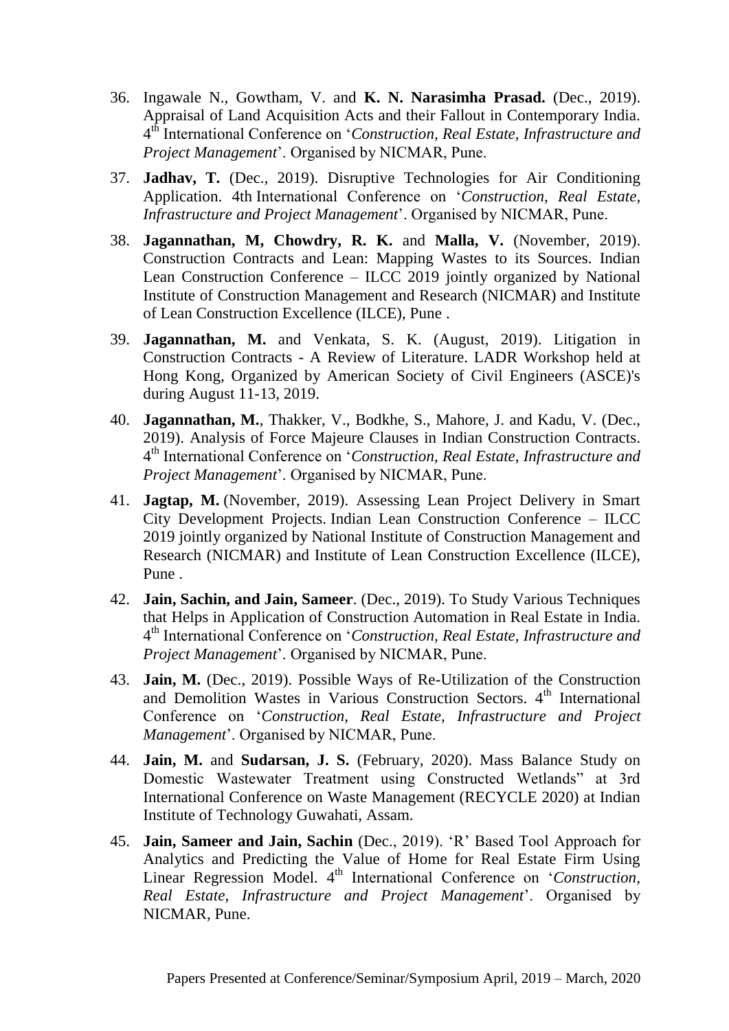36. Ingawale N., Gowtham, V. and **K. N. Narasimha Prasad.** (Dec., 2019). Appraisal of Land Acquisition Acts and their Fallout in Contemporary India. 4th International Conference on '*Construction, Real Estate, Infrastructure and Project Management*'. Organised by NICMAR, Pune.
37. **Jadhav, T.** (Dec., 2019). Disruptive Technologies for Air Conditioning Application. 4th International Conference on '*Construction, Real Estate, Infrastructure and Project Management*'. Organised by NICMAR, Pune.
38. **Jagannathan, M, Chowdry, R. K.** and **Malla, V.** (November, 2019). Construction Contracts and Lean: Mapping Wastes to its Sources. Indian Lean Construction Conference – ILCC 2019 jointly organized by National Institute of Construction Management and Research (NICMAR) and Institute of Lean Construction Excellence (ILCE), Pune .
39. **Jagannathan, M.** and Venkata, S. K. (August, 2019). Litigation in Construction Contracts - A Review of Literature. LADR Workshop held at Hong Kong, Organized by American Society of Civil Engineers (ASCE)'s during August 11-13, 2019.
40. **Jagannathan, M.**, Thakker, V., Bodkhe, S., Mahore, J. and Kadu, V. (Dec., 2019). Analysis of Force Majeure Clauses in Indian Construction Contracts. 4th International Conference on '*Construction, Real Estate, Infrastructure and Project Management*'. Organised by NICMAR, Pune.
41. **Jagtap, M.** (November, 2019). Assessing Lean Project Delivery in Smart City Development Projects. Indian Lean Construction Conference – ILCC 2019 jointly organized by National Institute of Construction Management and Research (NICMAR) and Institute of Lean Construction Excellence (ILCE), Pune .
42. **Jain, Sachin, and Jain, Sameer**. (Dec., 2019). To Study Various Techniques that Helps in Application of Construction Automation in Real Estate in India. 4th International Conference on '*Construction, Real Estate, Infrastructure and Project Management*'. Organised by NICMAR, Pune.
43. **Jain, M.** (Dec., 2019). Possible Ways of Re-Utilization of the Construction and Demolition Wastes in Various Construction Sectors. 4th International Conference on '*Construction, Real Estate, Infrastructure and Project Management*'. Organised by NICMAR, Pune.
44. **Jain, M.** and **Sudarsan, J. S.** (February, 2020). Mass Balance Study on Domestic Wastewater Treatment using Constructed Wetlands" at 3rd International Conference on Waste Management (RECYCLE 2020) at Indian Institute of Technology Guwahati, Assam.
45. **Jain, Sameer and Jain, Sachin** (Dec., 2019). 'R' Based Tool Approach for Analytics and Predicting the Value of Home for Real Estate Firm Using Linear Regression Model. 4th International Conference on '*Construction, Real Estate, Infrastructure and Project Management*'. Organised by NICMAR, Pune.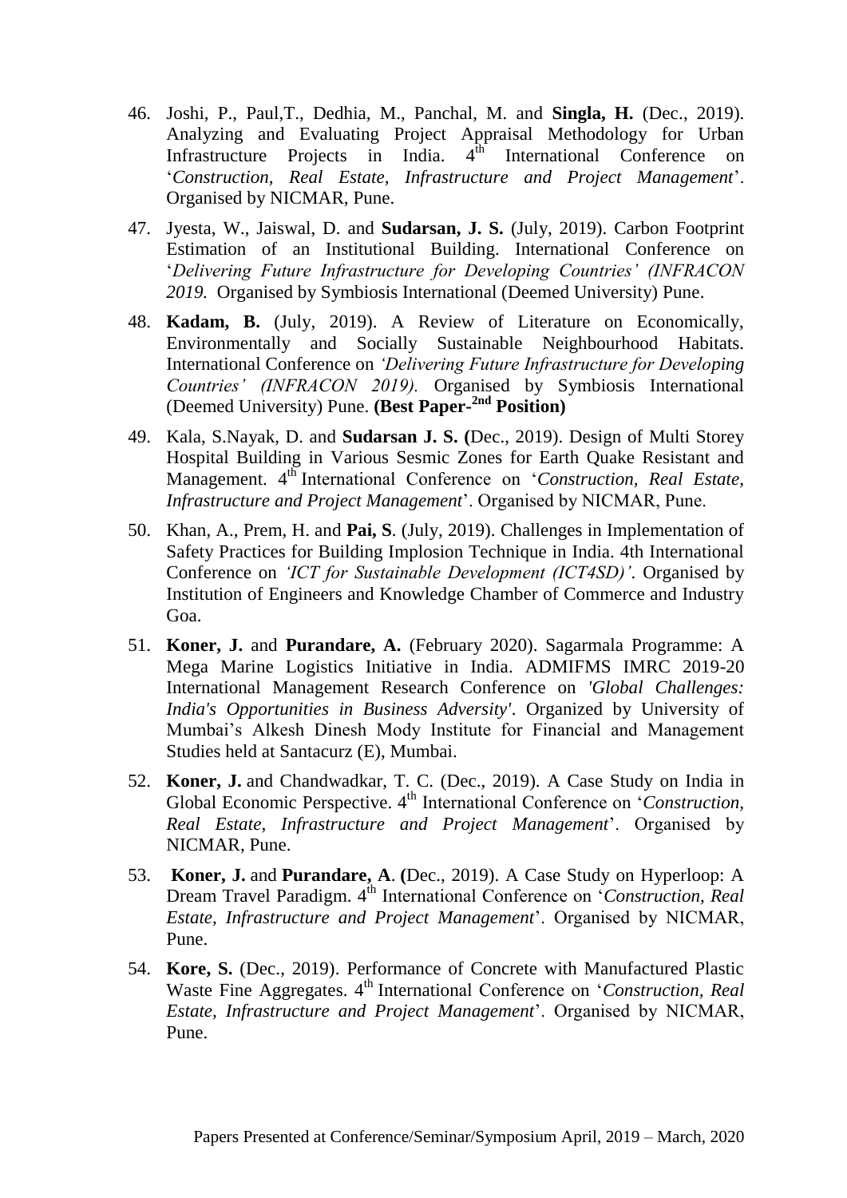46. Joshi, P., Paul,T., Dedhia, M., Panchal, M. and **Singla, H.** (Dec., 2019). Analyzing and Evaluating Project Appraisal Methodology for Urban Infrastructure Projects in India. 4th International Conference on '*Construction, Real Estate, Infrastructure and Project Management*'. Organised by NICMAR, Pune.

47. Jyesta, W., Jaiswal, D. and **Sudarsan, J. S.** (July, 2019). Carbon Footprint Estimation of an Institutional Building. International Conference on '*Delivering Future Infrastructure for Developing Countries' (INFRACON 2019.* Organised by Symbiosis International (Deemed University) Pune.

48. **Kadam, B.** (July, 2019). A Review of Literature on Economically, Environmentally and Socially Sustainable Neighbourhood Habitats. International Conference on *'Delivering Future Infrastructure for Developing Countries' (INFRACON 2019).* Organised by Symbiosis International (Deemed University) Pune. **(Best Paper-2nd Position)**

49. Kala, S.Nayak, D. and **Sudarsan J. S. (**Dec., 2019). Design of Multi Storey Hospital Building in Various Sesmic Zones for Earth Quake Resistant and Management. 4th International Conference on '*Construction, Real Estate, Infrastructure and Project Management*'. Organised by NICMAR, Pune.

50. Khan, A., Prem, H. and **Pai, S**. (July, 2019). Challenges in Implementation of Safety Practices for Building Implosion Technique in India. 4th International Conference on *'ICT for Sustainable Development (ICT4SD)'*. Organised by Institution of Engineers and Knowledge Chamber of Commerce and Industry Goa.

51. **Koner, J.** and **Purandare, A.** (February 2020). Sagarmala Programme: A Mega Marine Logistics Initiative in India. ADMIFMS IMRC 2019-20 International Management Research Conference on *'Global Challenges: India's Opportunities in Business Adversity'*. Organized by University of Mumbai's Alkesh Dinesh Mody Institute for Financial and Management Studies held at Santacurz (E), Mumbai.

52. **Koner, J.** and Chandwadkar, T. C. (Dec., 2019). A Case Study on India in Global Economic Perspective. 4th International Conference on '*Construction, Real Estate, Infrastructure and Project Management*'. Organised by NICMAR, Pune.

53. **Koner, J.** and **Purandare, A**. **(**Dec., 2019). A Case Study on Hyperloop: A Dream Travel Paradigm. 4th International Conference on '*Construction, Real Estate, Infrastructure and Project Management*'. Organised by NICMAR, Pune.

54. **Kore, S.** (Dec., 2019). Performance of Concrete with Manufactured Plastic Waste Fine Aggregates. 4th International Conference on '*Construction, Real Estate, Infrastructure and Project Management*'. Organised by NICMAR, Pune.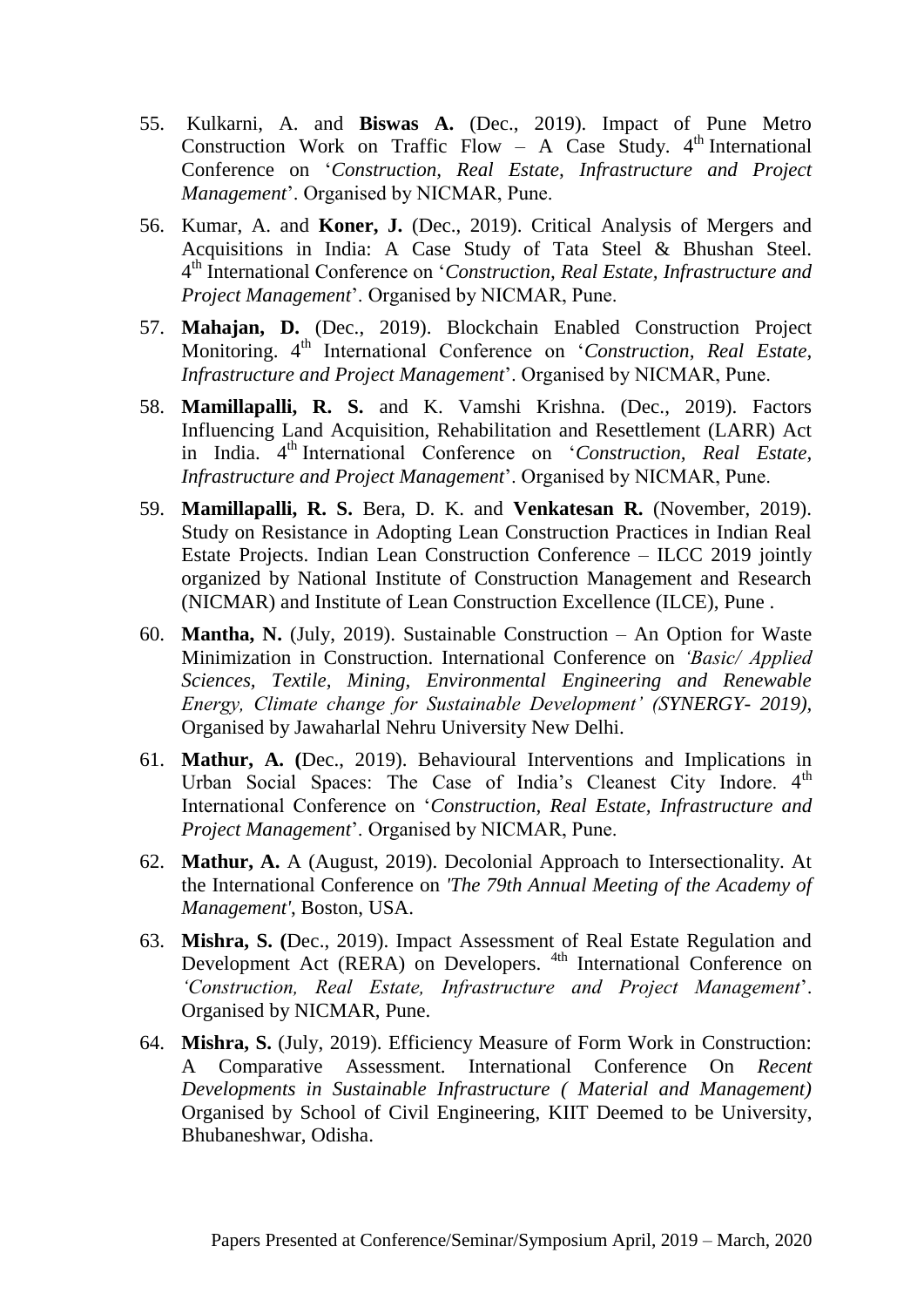55. Kulkarni, A. and **Biswas A.** (Dec., 2019). Impact of Pune Metro Construction Work on Traffic Flow – A Case Study. 4th International Conference on '*Construction, Real Estate, Infrastructure and Project Management*'. Organised by NICMAR, Pune.

56. Kumar, A. and **Koner, J.** (Dec., 2019). Critical Analysis of Mergers and Acquisitions in India: A Case Study of Tata Steel & Bhushan Steel. 4th International Conference on '*Construction, Real Estate, Infrastructure and Project Management*'. Organised by NICMAR, Pune.

57. **Mahajan, D.** (Dec., 2019). Blockchain Enabled Construction Project Monitoring. 4th International Conference on '*Construction, Real Estate, Infrastructure and Project Management*'. Organised by NICMAR, Pune.

58. **Mamillapalli, R. S.** and K. Vamshi Krishna. (Dec., 2019). Factors Influencing Land Acquisition, Rehabilitation and Resettlement (LARR) Act in India. 4th International Conference on '*Construction, Real Estate, Infrastructure and Project Management*'. Organised by NICMAR, Pune.

59. **Mamillapalli, R. S.** Bera, D. K. and **Venkatesan R.** (November, 2019). Study on Resistance in Adopting Lean Construction Practices in Indian Real Estate Projects. Indian Lean Construction Conference – ILCC 2019 jointly organized by National Institute of Construction Management and Research (NICMAR) and Institute of Lean Construction Excellence (ILCE), Pune .

60. **Mantha, N.** (July, 2019). Sustainable Construction – An Option for Waste Minimization in Construction. International Conference on *'Basic/ Applied Sciences, Textile, Mining, Environmental Engineering and Renewable Energy, Climate change for Sustainable Development' (SYNERGY- 2019),* Organised by Jawaharlal Nehru University New Delhi.

61. **Mathur, A. (**Dec., 2019). Behavioural Interventions and Implications in Urban Social Spaces: The Case of India's Cleanest City Indore. 4th International Conference on '*Construction, Real Estate, Infrastructure and Project Management*'. Organised by NICMAR, Pune.

62. **Mathur, A.** A (August, 2019). Decolonial Approach to Intersectionality. At the International Conference on *'The 79th Annual Meeting of the Academy of Management'*, Boston, USA.

63. **Mishra, S. (**Dec., 2019). Impact Assessment of Real Estate Regulation and Development Act (RERA) on Developers. 4th International Conference on *'Construction, Real Estate, Infrastructure and Project Management*'. Organised by NICMAR, Pune.

64. **Mishra, S.** (July, 2019). Efficiency Measure of Form Work in Construction: A Comparative Assessment. International Conference On *Recent Developments in Sustainable Infrastructure ( Material and Management)* Organised by School of Civil Engineering, KIIT Deemed to be University, Bhubaneshwar, Odisha.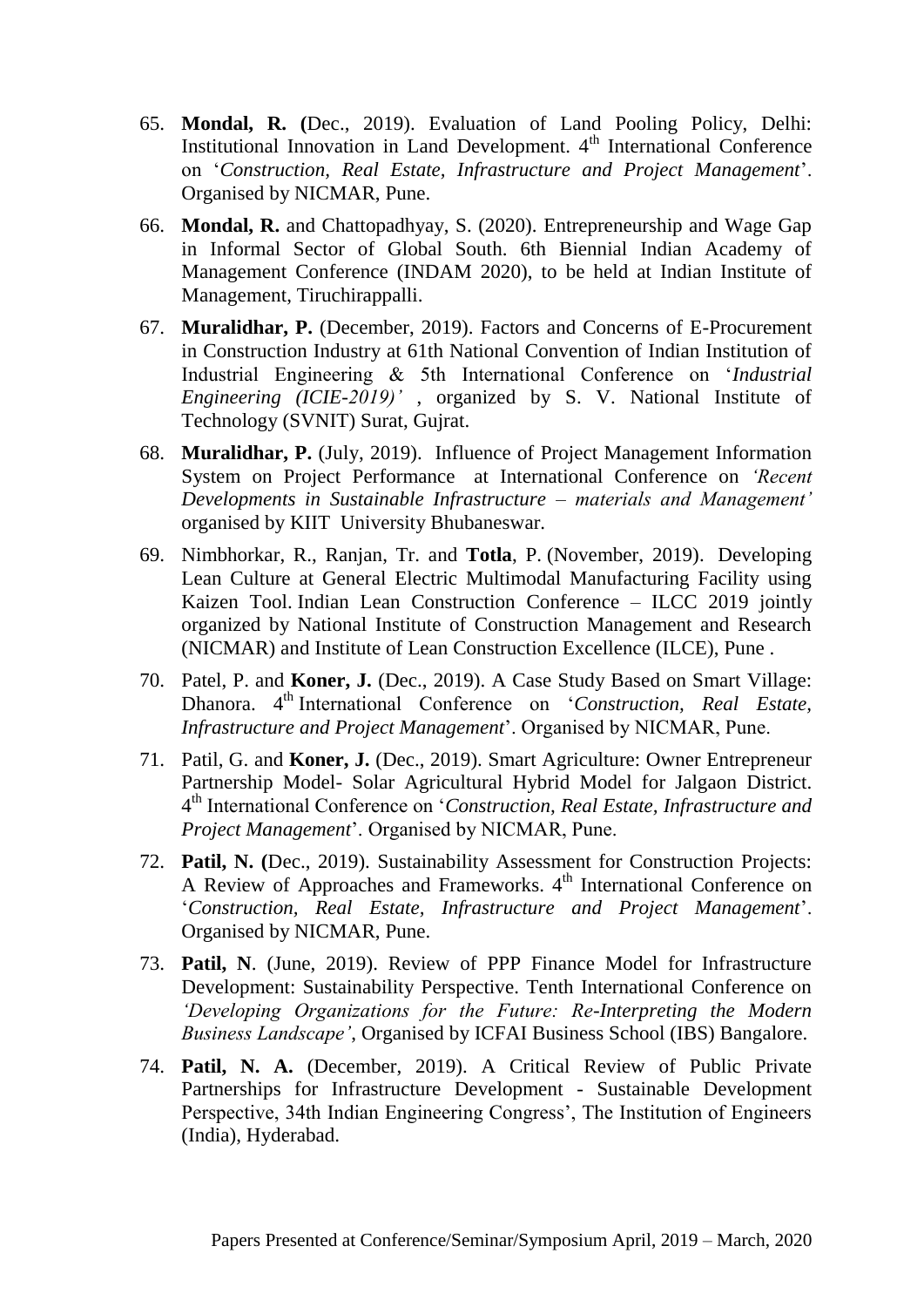65. **Mondal, R. (**Dec., 2019). Evaluation of Land Pooling Policy, Delhi: Institutional Innovation in Land Development. 4th International Conference on '*Construction, Real Estate, Infrastructure and Project Management*'. Organised by NICMAR, Pune.

66. **Mondal, R.** and Chattopadhyay, S. (2020). Entrepreneurship and Wage Gap in Informal Sector of Global South. 6th Biennial Indian Academy of Management Conference (INDAM 2020), to be held at Indian Institute of Management, Tiruchirappalli.

67. **Muralidhar, P.** (December, 2019). Factors and Concerns of E-Procurement in Construction Industry at 61th National Convention of Indian Institution of Industrial Engineering & 5th International Conference on '*Industrial Engineering (ICIE-2019)'* , organized by S. V. National Institute of Technology (SVNIT) Surat, Gujrat.

68. **Muralidhar, P.** (July, 2019). Influence of Project Management Information System on Project Performance at International Conference on *'Recent Developments in Sustainable Infrastructure – materials and Management'* organised by KIIT University Bhubaneswar.

69. Nimbhorkar, R., Ranjan, Tr. and **Totla**, P. (November, 2019). Developing Lean Culture at General Electric Multimodal Manufacturing Facility using Kaizen Tool. Indian Lean Construction Conference – ILCC 2019 jointly organized by National Institute of Construction Management and Research (NICMAR) and Institute of Lean Construction Excellence (ILCE), Pune .

70. Patel, P. and **Koner, J.** (Dec., 2019). A Case Study Based on Smart Village: Dhanora. 4th International Conference on '*Construction, Real Estate, Infrastructure and Project Management*'. Organised by NICMAR, Pune.

71. Patil, G. and **Koner, J.** (Dec., 2019). Smart Agriculture: Owner Entrepreneur Partnership Model- Solar Agricultural Hybrid Model for Jalgaon District. 4th International Conference on '*Construction, Real Estate, Infrastructure and Project Management*'. Organised by NICMAR, Pune.

72. **Patil, N. (**Dec., 2019). Sustainability Assessment for Construction Projects: A Review of Approaches and Frameworks. 4th International Conference on '*Construction, Real Estate, Infrastructure and Project Management*'. Organised by NICMAR, Pune.

73. **Patil, N**. (June, 2019). Review of PPP Finance Model for Infrastructure Development: Sustainability Perspective. Tenth International Conference on *'Developing Organizations for the Future: Re-Interpreting the Modern Business Landscape'*, Organised by ICFAI Business School (IBS) Bangalore.

74. **Patil, N. A.** (December, 2019). A Critical Review of Public Private Partnerships for Infrastructure Development - Sustainable Development Perspective, 34th Indian Engineering Congress', The Institution of Engineers (India), Hyderabad.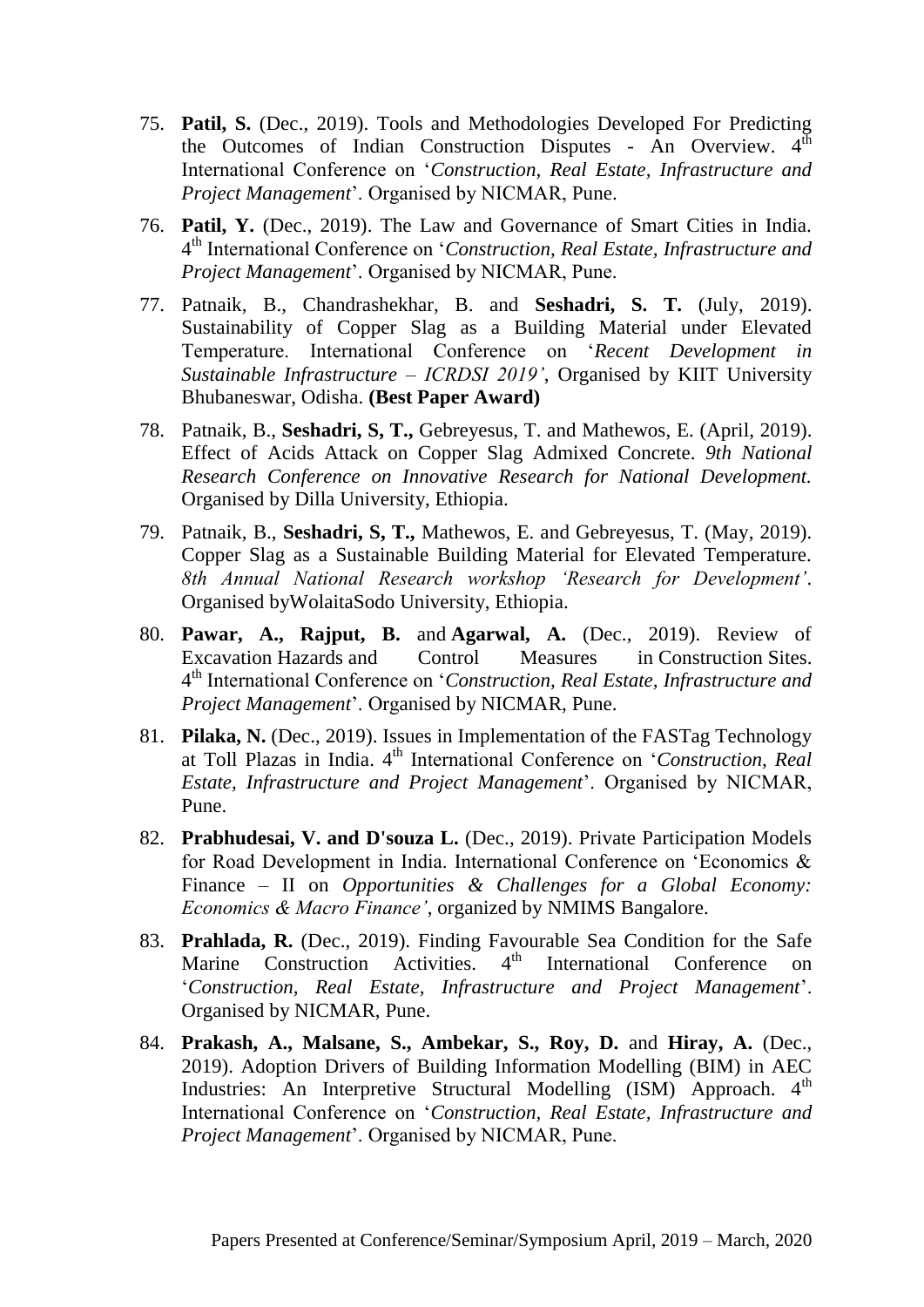75. **Patil, S.** (Dec., 2019). Tools and Methodologies Developed For Predicting the Outcomes of Indian Construction Disputes - An Overview. 4th International Conference on '*Construction, Real Estate, Infrastructure and Project Management*'. Organised by NICMAR, Pune.

76. **Patil, Y.** (Dec., 2019). The Law and Governance of Smart Cities in India. 4th International Conference on '*Construction, Real Estate, Infrastructure and Project Management*'. Organised by NICMAR, Pune.

77. Patnaik, B., Chandrashekhar, B. and **Seshadri, S. T.** (July, 2019). Sustainability of Copper Slag as a Building Material under Elevated Temperature. International Conference on '*Recent Development in Sustainable Infrastructure – ICRDSI 2019'*, Organised by KIIT University Bhubaneswar, Odisha. **(Best Paper Award)**

78. Patnaik, B., **Seshadri, S, T.,** Gebreyesus, T. and Mathewos, E. (April, 2019). Effect of Acids Attack on Copper Slag Admixed Concrete. *9th National Research Conference on Innovative Research for National Development.* Organised by Dilla University, Ethiopia.

79. Patnaik, B., **Seshadri, S, T.,** Mathewos, E. and Gebreyesus, T. (May, 2019). Copper Slag as a Sustainable Building Material for Elevated Temperature. *8th Annual National Research workshop 'Research for Development'*. Organised byWolaitaSodo University, Ethiopia.

80. **Pawar, A., Rajput, B.** and **Agarwal, A.** (Dec., 2019). Review of Excavation Hazards and Control Measures in Construction Sites. 4th International Conference on '*Construction, Real Estate, Infrastructure and Project Management*'. Organised by NICMAR, Pune.

81. **Pilaka, N.** (Dec., 2019). Issues in Implementation of the FASTag Technology at Toll Plazas in India. 4th International Conference on '*Construction, Real Estate, Infrastructure and Project Management*'. Organised by NICMAR, Pune.

82. **Prabhudesai, V. and D'souza L.** (Dec., 2019). Private Participation Models for Road Development in India. International Conference on 'Economics & Finance – II on *Opportunities & Challenges for a Global Economy: Economics & Macro Finance'*, organized by NMIMS Bangalore.

83. **Prahlada, R.** (Dec., 2019). Finding Favourable Sea Condition for the Safe Marine Construction Activities. 4th International Conference on '*Construction, Real Estate, Infrastructure and Project Management*'. Organised by NICMAR, Pune.

84. **Prakash, A., Malsane, S., Ambekar, S., Roy, D.** and **Hiray, A.** (Dec., 2019). Adoption Drivers of Building Information Modelling (BIM) in AEC Industries: An Interpretive Structural Modelling (ISM) Approach. 4th International Conference on '*Construction, Real Estate, Infrastructure and Project Management*'. Organised by NICMAR, Pune.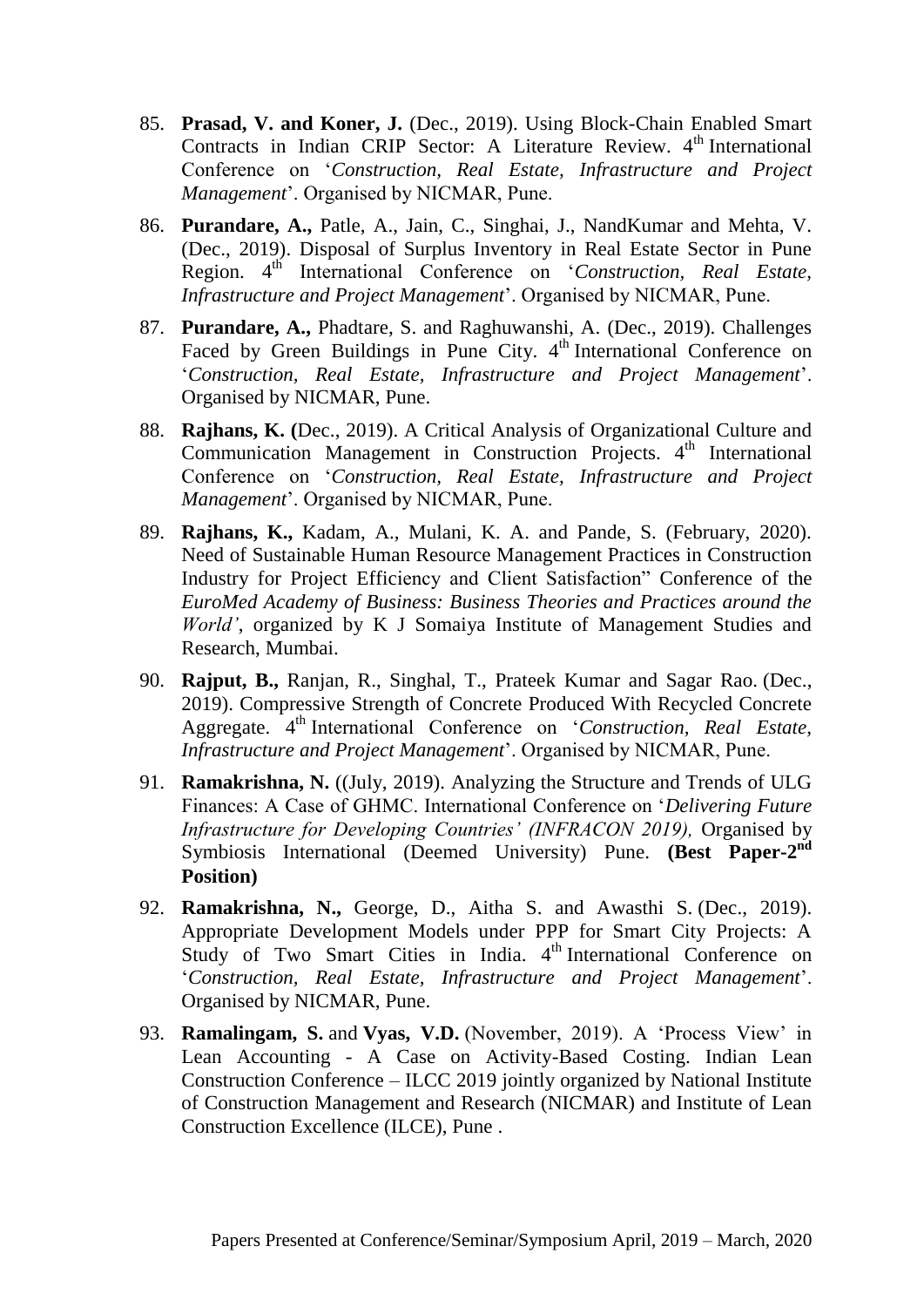85. **Prasad, V. and Koner, J.** (Dec., 2019). Using Block-Chain Enabled Smart Contracts in Indian CRIP Sector: A Literature Review. 4th International Conference on '*Construction, Real Estate, Infrastructure and Project Management*'. Organised by NICMAR, Pune.

86. **Purandare, A.,** Patle, A., Jain, C., Singhai, J., NandKumar and Mehta, V. (Dec., 2019). Disposal of Surplus Inventory in Real Estate Sector in Pune Region. 4th International Conference on '*Construction, Real Estate, Infrastructure and Project Management*'. Organised by NICMAR, Pune.

87. **Purandare, A.,** Phadtare, S. and Raghuwanshi, A. (Dec., 2019). Challenges Faced by Green Buildings in Pune City. 4th International Conference on '*Construction, Real Estate, Infrastructure and Project Management*'. Organised by NICMAR, Pune.

88. **Rajhans, K. (**Dec., 2019). A Critical Analysis of Organizational Culture and Communication Management in Construction Projects. 4th International Conference on '*Construction, Real Estate, Infrastructure and Project Management*'. Organised by NICMAR, Pune.

89. **Rajhans, K.,** Kadam, A., Mulani, K. A. and Pande, S. (February, 2020). Need of Sustainable Human Resource Management Practices in Construction Industry for Project Efficiency and Client Satisfaction" Conference of the *EuroMed Academy of Business: Business Theories and Practices around the World'*, organized by K J Somaiya Institute of Management Studies and Research, Mumbai.

90. **Rajput, B.,** Ranjan, R., Singhal, T., Prateek Kumar and Sagar Rao. (Dec., 2019). Compressive Strength of Concrete Produced With Recycled Concrete Aggregate. 4th International Conference on '*Construction, Real Estate, Infrastructure and Project Management*'. Organised by NICMAR, Pune.

91. **Ramakrishna, N.** ((July, 2019). Analyzing the Structure and Trends of ULG Finances: A Case of GHMC. International Conference on '*Delivering Future Infrastructure for Developing Countries' (INFRACON 2019),* Organised by Symbiosis International (Deemed University) Pune. **(Best Paper-2nd Position)**

92. **Ramakrishna, N.,** George, D., Aitha S. and Awasthi S. (Dec., 2019). Appropriate Development Models under PPP for Smart City Projects: A Study of Two Smart Cities in India. 4th International Conference on '*Construction, Real Estate, Infrastructure and Project Management*'. Organised by NICMAR, Pune.

93. **Ramalingam, S.** and **Vyas, V.D.** (November, 2019). A 'Process View' in Lean Accounting - A Case on Activity-Based Costing. Indian Lean Construction Conference – ILCC 2019 jointly organized by National Institute of Construction Management and Research (NICMAR) and Institute of Lean Construction Excellence (ILCE), Pune .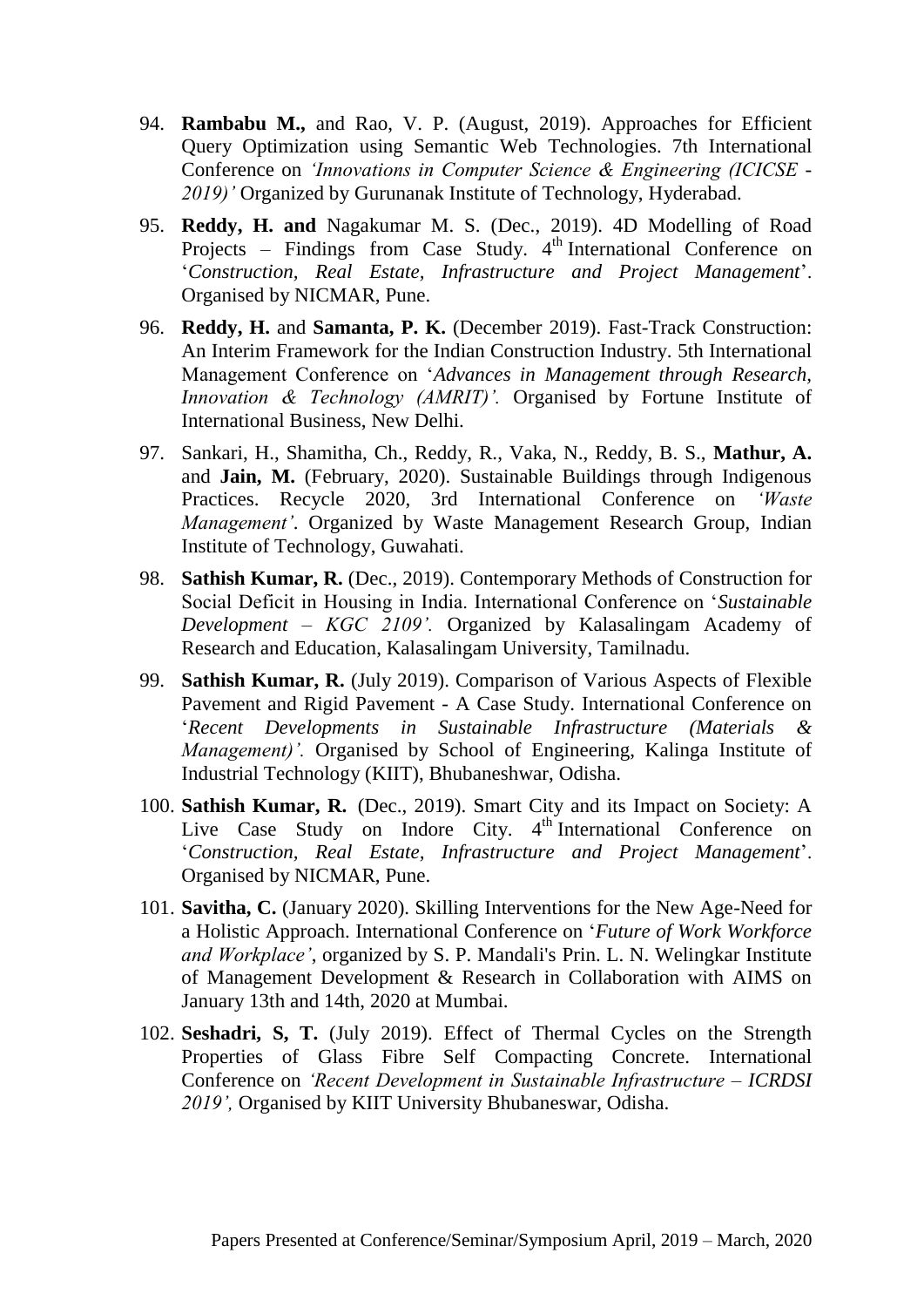94. **Rambabu M.,** and Rao, V. P. (August, 2019). Approaches for Efficient Query Optimization using Semantic Web Technologies. 7th International Conference on *'Innovations in Computer Science & Engineering (ICICSE - 2019)'* Organized by Gurunanak Institute of Technology, Hyderabad.

95. **Reddy, H. and** Nagakumar M. S. (Dec., 2019). 4D Modelling of Road Projects – Findings from Case Study. 4th International Conference on '*Construction, Real Estate, Infrastructure and Project Management*'. Organised by NICMAR, Pune.

96. **Reddy, H.** and **Samanta, P. K.** (December 2019). Fast-Track Construction: An Interim Framework for the Indian Construction Industry. 5th International Management Conference on '*Advances in Management through Research, Innovation & Technology (AMRIT)'.* Organised by Fortune Institute of International Business, New Delhi.

97. Sankari, H., Shamitha, Ch., Reddy, R., Vaka, N., Reddy, B. S., **Mathur, A.** and **Jain, M.** (February, 2020). Sustainable Buildings through Indigenous Practices. Recycle 2020, 3rd International Conference on *'Waste Management'*. Organized by Waste Management Research Group, Indian Institute of Technology, Guwahati.

98. **Sathish Kumar, R.** (Dec., 2019). Contemporary Methods of Construction for Social Deficit in Housing in India. International Conference on '*Sustainable Development – KGC 2109'.* Organized by Kalasalingam Academy of Research and Education, Kalasalingam University, Tamilnadu.

99. **Sathish Kumar, R.** (July 2019). Comparison of Various Aspects of Flexible Pavement and Rigid Pavement - A Case Study. International Conference on '*Recent Developments in Sustainable Infrastructure (Materials & Management)'.* Organised by School of Engineering, Kalinga Institute of Industrial Technology (KIIT), Bhubaneshwar, Odisha.

100. **Sathish Kumar, R.** (Dec., 2019). Smart City and its Impact on Society: A Live Case Study on Indore City. 4th International Conference on '*Construction, Real Estate, Infrastructure and Project Management*'. Organised by NICMAR, Pune.

101. **Savitha, C.** (January 2020). Skilling Interventions for the New Age-Need for a Holistic Approach. International Conference on '*Future of Work Workforce and Workplace'*, organized by S. P. Mandali's Prin. L. N. Welingkar Institute of Management Development & Research in Collaboration with AIMS on January 13th and 14th, 2020 at Mumbai.

102. **Seshadri, S, T.** (July 2019). Effect of Thermal Cycles on the Strength Properties of Glass Fibre Self Compacting Concrete. International Conference on *'Recent Development in Sustainable Infrastructure – ICRDSI 2019',* Organised by KIIT University Bhubaneswar, Odisha.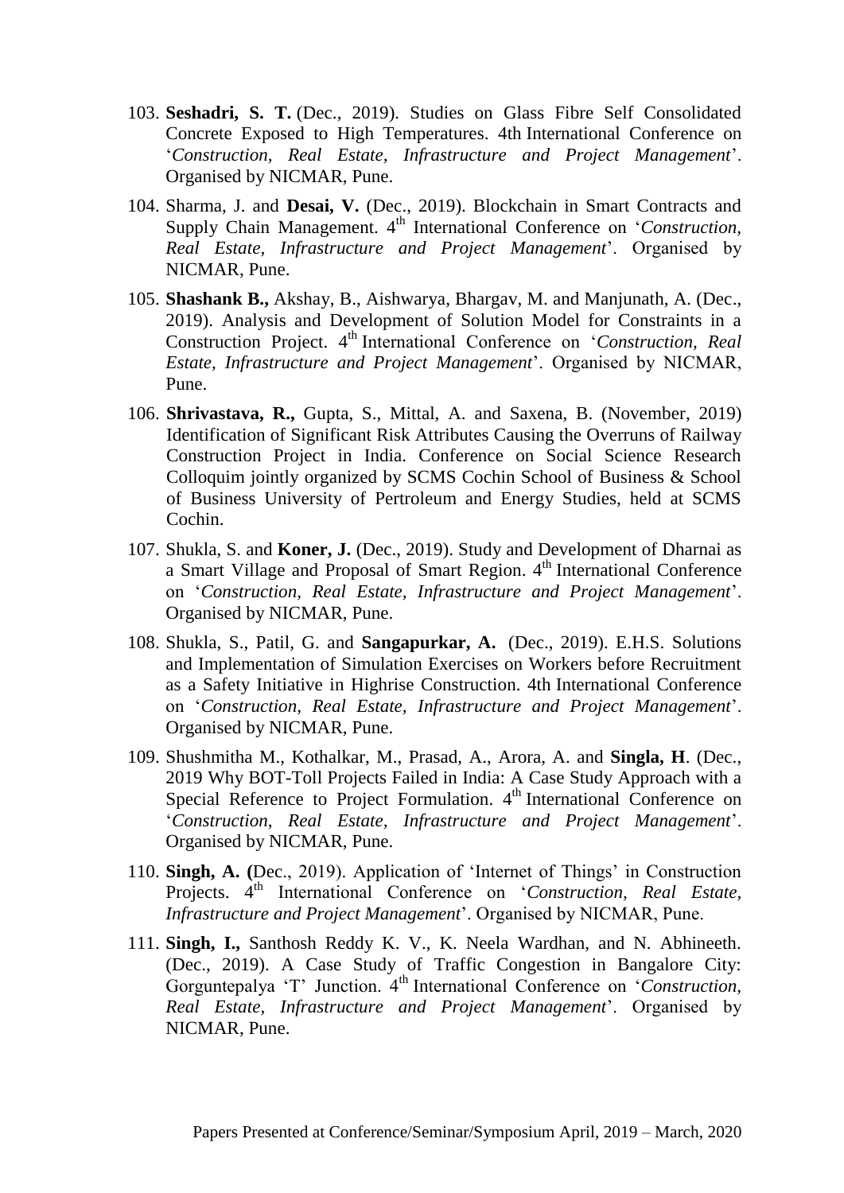103. **Seshadri, S. T.** (Dec., 2019). Studies on Glass Fibre Self Consolidated Concrete Exposed to High Temperatures. 4th International Conference on '*Construction, Real Estate, Infrastructure and Project Management*'. Organised by NICMAR, Pune.

104. Sharma, J. and **Desai, V.** (Dec., 2019). Blockchain in Smart Contracts and Supply Chain Management. 4th International Conference on '*Construction, Real Estate, Infrastructure and Project Management*'. Organised by NICMAR, Pune.

105. **Shashank B.,** Akshay, B., Aishwarya, Bhargav, M. and Manjunath, A. (Dec., 2019). Analysis and Development of Solution Model for Constraints in a Construction Project. 4th International Conference on '*Construction, Real Estate, Infrastructure and Project Management*'. Organised by NICMAR, Pune.

106. **Shrivastava, R.,** Gupta, S., Mittal, A. and Saxena, B. (November, 2019) Identification of Significant Risk Attributes Causing the Overruns of Railway Construction Project in India. Conference on Social Science Research Colloquim jointly organized by SCMS Cochin School of Business & School of Business University of Pertroleum and Energy Studies, held at SCMS Cochin.

107. Shukla, S. and **Koner, J.** (Dec., 2019). Study and Development of Dharnai as a Smart Village and Proposal of Smart Region. 4th International Conference on '*Construction, Real Estate, Infrastructure and Project Management*'. Organised by NICMAR, Pune.

108. Shukla, S., Patil, G. and **Sangapurkar, A.** (Dec., 2019). E.H.S. Solutions and Implementation of Simulation Exercises on Workers before Recruitment as a Safety Initiative in Highrise Construction. 4th International Conference on '*Construction, Real Estate, Infrastructure and Project Management*'. Organised by NICMAR, Pune.

109. Shushmitha M., Kothalkar, M., Prasad, A., Arora, A. and **Singla, H**. (Dec., 2019 Why BOT-Toll Projects Failed in India: A Case Study Approach with a Special Reference to Project Formulation. 4th International Conference on '*Construction, Real Estate, Infrastructure and Project Management*'. Organised by NICMAR, Pune.

110. **Singh, A. (**Dec., 2019). Application of 'Internet of Things' in Construction Projects. 4th International Conference on '*Construction, Real Estate, Infrastructure and Project Management*'. Organised by NICMAR, Pune.

111. **Singh, I.,** Santhosh Reddy K. V., K. Neela Wardhan, and N. Abhineeth. (Dec., 2019). A Case Study of Traffic Congestion in Bangalore City: Gorguntepalya 'T' Junction. 4th International Conference on '*Construction, Real Estate, Infrastructure and Project Management*'. Organised by NICMAR, Pune.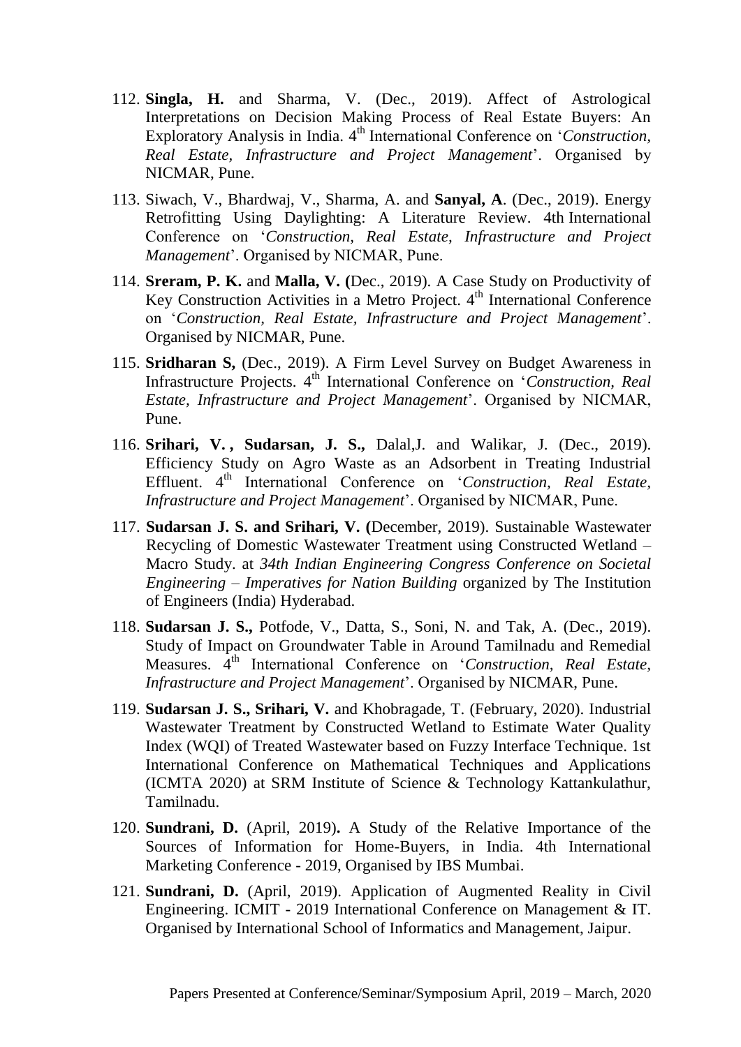112. **Singla, H.** and Sharma, V. (Dec., 2019). Affect of Astrological Interpretations on Decision Making Process of Real Estate Buyers: An Exploratory Analysis in India. 4th International Conference on '*Construction, Real Estate, Infrastructure and Project Management*'. Organised by NICMAR, Pune.

113. Siwach, V., Bhardwaj, V., Sharma, A. and **Sanyal, A**. (Dec., 2019). Energy Retrofitting Using Daylighting: A Literature Review. 4th International Conference on '*Construction, Real Estate, Infrastructure and Project Management*'. Organised by NICMAR, Pune.

114. **Sreram, P. K.** and **Malla, V. (**Dec., 2019). A Case Study on Productivity of Key Construction Activities in a Metro Project. 4th International Conference on '*Construction, Real Estate, Infrastructure and Project Management*'. Organised by NICMAR, Pune.

115. **Sridharan S,** (Dec., 2019). A Firm Level Survey on Budget Awareness in Infrastructure Projects. 4th International Conference on '*Construction, Real Estate, Infrastructure and Project Management*'. Organised by NICMAR, Pune.

116. **Srihari, V. , Sudarsan, J. S.,** Dalal,J. and Walikar, J. (Dec., 2019). Efficiency Study on Agro Waste as an Adsorbent in Treating Industrial Effluent. 4th International Conference on '*Construction, Real Estate, Infrastructure and Project Management*'. Organised by NICMAR, Pune.

117. **Sudarsan J. S. and Srihari, V. (**December, 2019). Sustainable Wastewater Recycling of Domestic Wastewater Treatment using Constructed Wetland – Macro Study. at *34th Indian Engineering Congress Conference on Societal Engineering – Imperatives for Nation Building* organized by The Institution of Engineers (India) Hyderabad.

118. **Sudarsan J. S.,** Potfode, V., Datta, S., Soni, N. and Tak, A. (Dec., 2019). Study of Impact on Groundwater Table in Around Tamilnadu and Remedial Measures. 4th International Conference on '*Construction, Real Estate, Infrastructure and Project Management*'. Organised by NICMAR, Pune.

119. **Sudarsan J. S., Srihari, V.** and Khobragade, T. (February, 2020). Industrial Wastewater Treatment by Constructed Wetland to Estimate Water Quality Index (WQI) of Treated Wastewater based on Fuzzy Interface Technique. 1st International Conference on Mathematical Techniques and Applications (ICMTA 2020) at SRM Institute of Science & Technology Kattankulathur, Tamilnadu.

120. **Sundrani, D.** (April, 2019)**.** A Study of the Relative Importance of the Sources of Information for Home-Buyers, in India. 4th International Marketing Conference - 2019, Organised by IBS Mumbai.

121. **Sundrani, D.** (April, 2019). Application of Augmented Reality in Civil Engineering. ICMIT - 2019 International Conference on Management & IT. Organised by International School of Informatics and Management, Jaipur.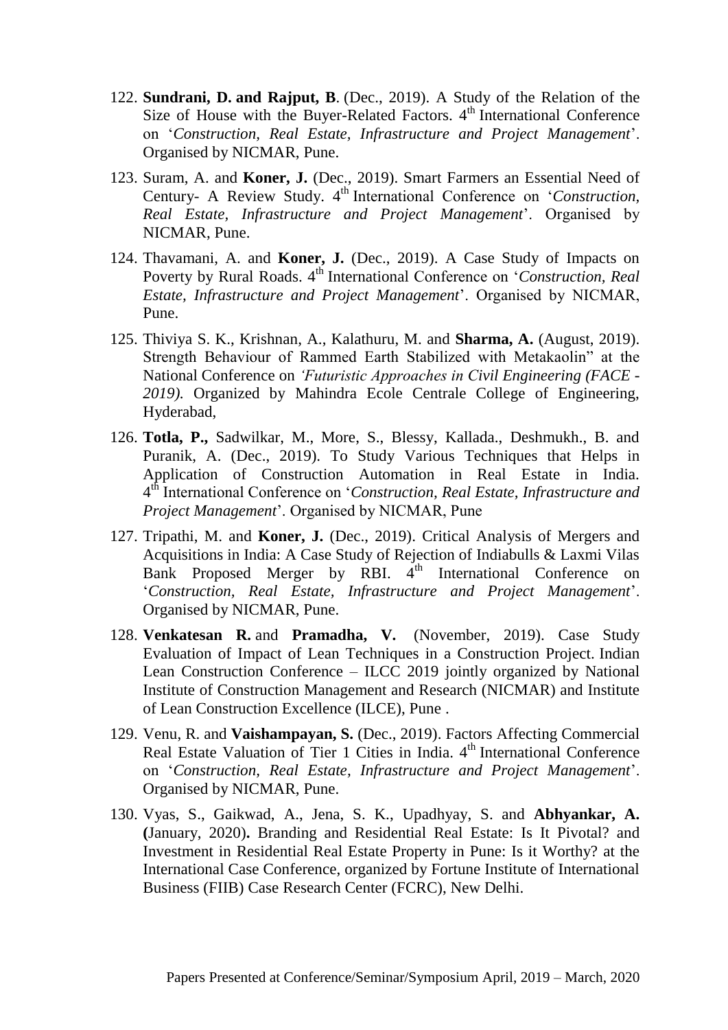122. **Sundrani, D. and Rajput, B**. (Dec., 2019). A Study of the Relation of the Size of House with the Buyer-Related Factors. 4th International Conference on '*Construction, Real Estate, Infrastructure and Project Management*'. Organised by NICMAR, Pune.

123. Suram, A. and **Koner, J.** (Dec., 2019). Smart Farmers an Essential Need of Century- A Review Study. 4th International Conference on '*Construction, Real Estate, Infrastructure and Project Management*'. Organised by NICMAR, Pune.

124. Thavamani, A. and **Koner, J.** (Dec., 2019). A Case Study of Impacts on Poverty by Rural Roads. 4th International Conference on '*Construction, Real Estate, Infrastructure and Project Management*'. Organised by NICMAR, Pune.

125. Thiviya S. K., Krishnan, A., Kalathuru, M. and **Sharma, A.** (August, 2019). Strength Behaviour of Rammed Earth Stabilized with Metakaolin" at the National Conference on *'Futuristic Approaches in Civil Engineering (FACE - 2019).* Organized by Mahindra Ecole Centrale College of Engineering, Hyderabad,

126. **Totla, P.,** Sadwilkar, M., More, S., Blessy, Kallada., Deshmukh., B. and Puranik, A. (Dec., 2019). To Study Various Techniques that Helps in Application of Construction Automation in Real Estate in India. 4th International Conference on '*Construction, Real Estate, Infrastructure and Project Management*'. Organised by NICMAR, Pune

127. Tripathi, M. and **Koner, J.** (Dec., 2019). Critical Analysis of Mergers and Acquisitions in India: A Case Study of Rejection of Indiabulls & Laxmi Vilas Bank Proposed Merger by RBI. 4th International Conference on '*Construction, Real Estate, Infrastructure and Project Management*'. Organised by NICMAR, Pune.

128. **Venkatesan R.** and **Pramadha, V.** (November, 2019). Case Study Evaluation of Impact of Lean Techniques in a Construction Project. Indian Lean Construction Conference – ILCC 2019 jointly organized by National Institute of Construction Management and Research (NICMAR) and Institute of Lean Construction Excellence (ILCE), Pune .

129. Venu, R. and **Vaishampayan, S.** (Dec., 2019). Factors Affecting Commercial Real Estate Valuation of Tier 1 Cities in India. 4th International Conference on '*Construction, Real Estate, Infrastructure and Project Management*'. Organised by NICMAR, Pune.

130. Vyas, S., Gaikwad, A., Jena, S. K., Upadhyay, S. and **Abhyankar, A. (**January, 2020**).** Branding and Residential Real Estate: Is It Pivotal? and Investment in Residential Real Estate Property in Pune: Is it Worthy? at the International Case Conference, organized by Fortune Institute of International Business (FIIB) Case Research Center (FCRC), New Delhi.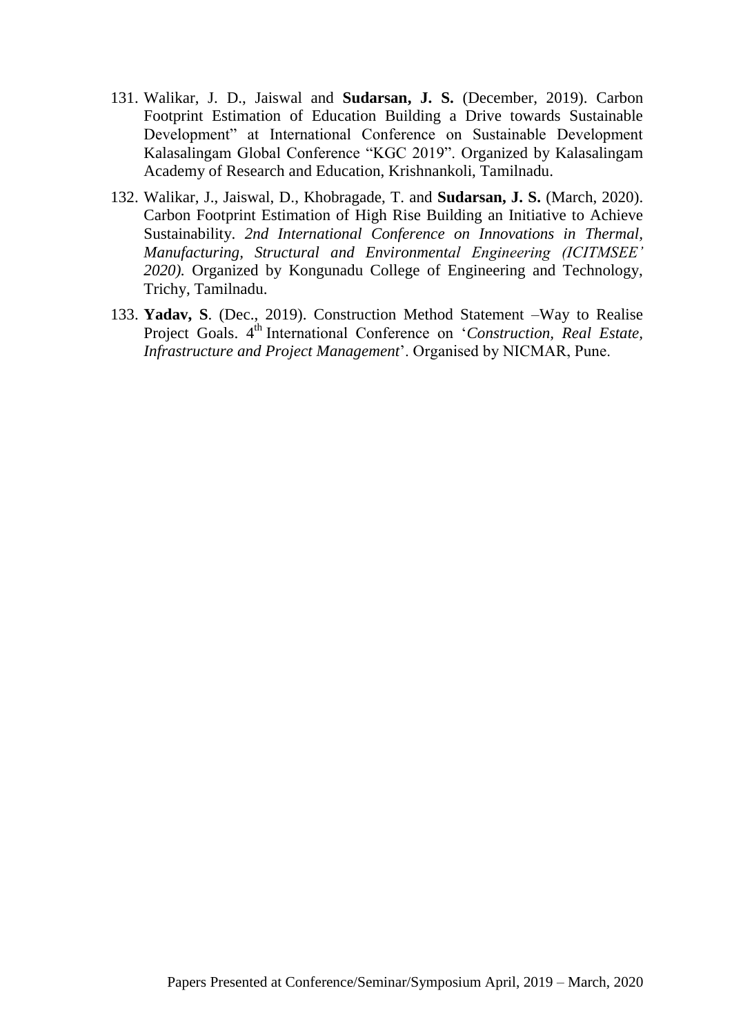131. Walikar, J. D., Jaiswal and **Sudarsan, J. S.** (December, 2019). Carbon Footprint Estimation of Education Building a Drive towards Sustainable Development" at International Conference on Sustainable Development Kalasalingam Global Conference "KGC 2019". Organized by Kalasalingam Academy of Research and Education, Krishnankoli, Tamilnadu.

132. Walikar, J., Jaiswal, D., Khobragade, T. and **Sudarsan, J. S.** (March, 2020). Carbon Footprint Estimation of High Rise Building an Initiative to Achieve Sustainability. *2nd International Conference on Innovations in Thermal, Manufacturing, Structural and Environmental Engineering (ICITMSEE' 2020).* Organized by Kongunadu College of Engineering and Technology, Trichy, Tamilnadu.

133. **Yadav, S**. (Dec., 2019). Construction Method Statement –Way to Realise Project Goals. 4th International Conference on '*Construction, Real Estate, Infrastructure and Project Management*'. Organised by NICMAR, Pune.